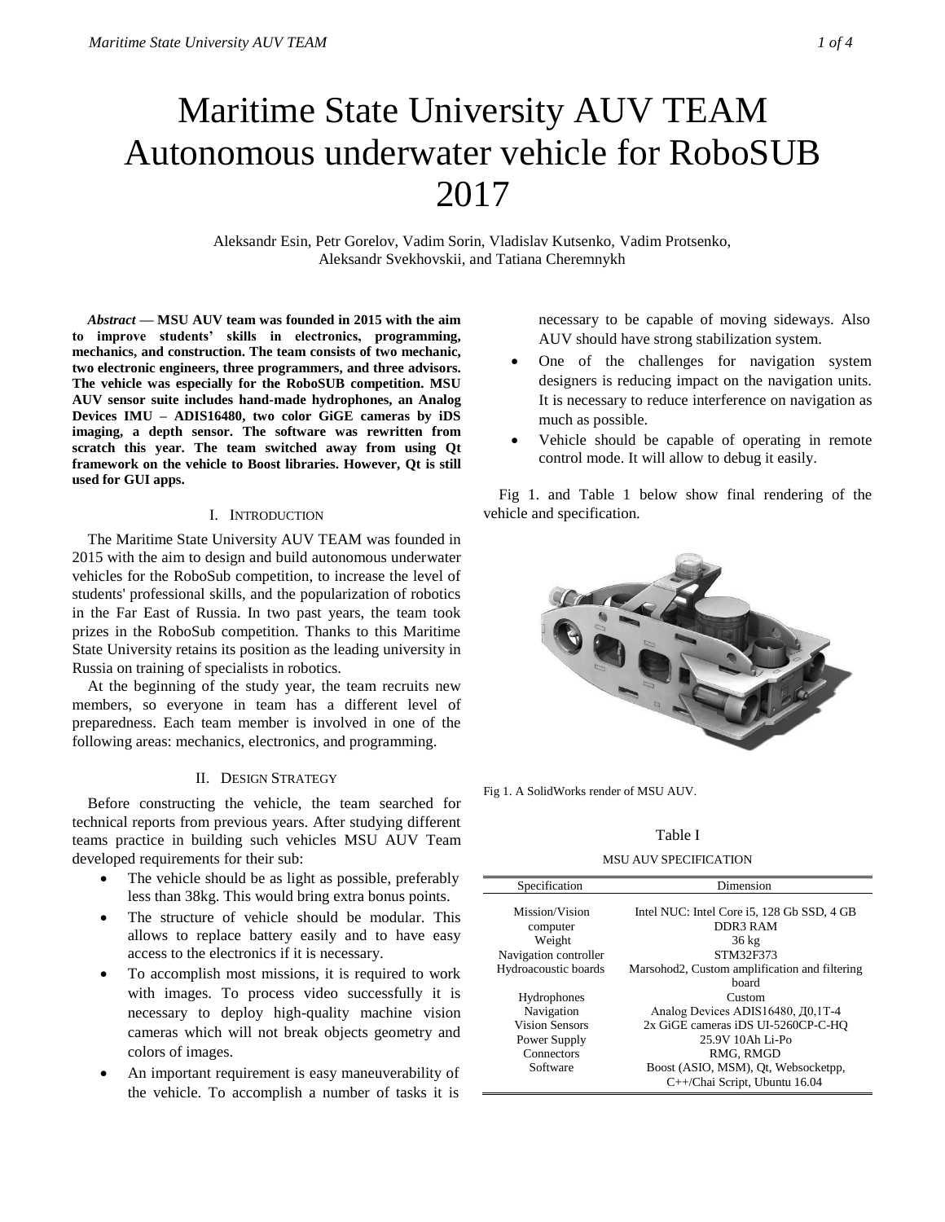# Maritime State University AUV TEAM Autonomous underwater vehicle for RoboSUB 2017

Aleksandr Esin, Petr Gorelov, Vadim Sorin, Vladislav Kutsenko, Vadim Protsenko, Aleksandr Svekhovskii, and Tatiana Cheremnykh

***Abstract* — MSU AUV team was founded in 2015 with the aim to improve students' skills in electronics, programming, mechanics, and construction. The team consists of two mechanic, two electronic engineers, three programmers, and three advisors. The vehicle was especially for the RoboSUB competition. MSU AUV sensor suite includes hand-made hydrophones, an Analog Devices IMU – ADIS16480, two color GiGE cameras by iDS imaging, a depth sensor. The software was rewritten from scratch this year. The team switched away from using Qt framework on the vehicle to Boost libraries. However, Qt is still used for GUI apps.**

## I. Introduction

The Maritime State University AUV TEAM was founded in 2015 with the aim to design and build autonomous underwater vehicles for the RoboSub competition, to increase the level of students' professional skills, and the popularization of robotics in the Far East of Russia. In two past years, the team took prizes in the RoboSub competition. Thanks to this Maritime State University retains its position as the leading university in Russia on training of specialists in robotics.

At the beginning of the study year, the team recruits new members, so everyone in team has a different level of preparedness. Each team member is involved in one of the following areas: mechanics, electronics, and programming.

## II. Design Strategy

Before constructing the vehicle, the team searched for technical reports from previous years. After studying different teams practice in building such vehicles MSU AUV Team developed requirements for their sub:

- The vehicle should be as light as possible, preferably less than 38kg. This would bring extra bonus points.
- The structure of vehicle should be modular. This allows to replace battery easily and to have easy access to the electronics if it is necessary.
- To accomplish most missions, it is required to work with images. To process video successfully it is necessary to deploy high-quality machine vision cameras which will not break objects geometry and colors of images.
- An important requirement is easy maneuverability of the vehicle. To accomplish a number of tasks it is necessary to be capable of moving sideways. Also AUV should have strong stabilization system.
- One of the challenges for navigation system designers is reducing impact on the navigation units. It is necessary to reduce interference on navigation as much as possible.
- Vehicle should be capable of operating in remote control mode. It will allow to debug it easily.

Fig 1. and Table 1 below show final rendering of the vehicle and specification.

Fig 1. A SolidWorks render of MSU AUV.

Table I

MSU AUV SPECIFICATION

| Specification | Dimension |
|---|---|
| Mission/Vision computer | Intel NUC: Intel Core i5, 128 Gb SSD, 4 GB DDR3 RAM |
| Weight | 36 kg |
| Navigation controller | STM32F373 |
| Hydroacoustic boards | Marsohod2, Custom amplification and filtering board |
| Hydrophones | Custom |
| Navigation | Analog Devices ADIS16480, Д0,1Т-4 |
| Vision Sensors | 2x GiGE cameras iDS UI-5260CP-C-HQ |
| Power Supply | 25.9V 10Ah Li-Po |
| Connectors | RMG, RMGD |
| Software | Boost (ASIO, MSM), Qt, Websocketpp, C++/Chai Script, Ubuntu 16.04 |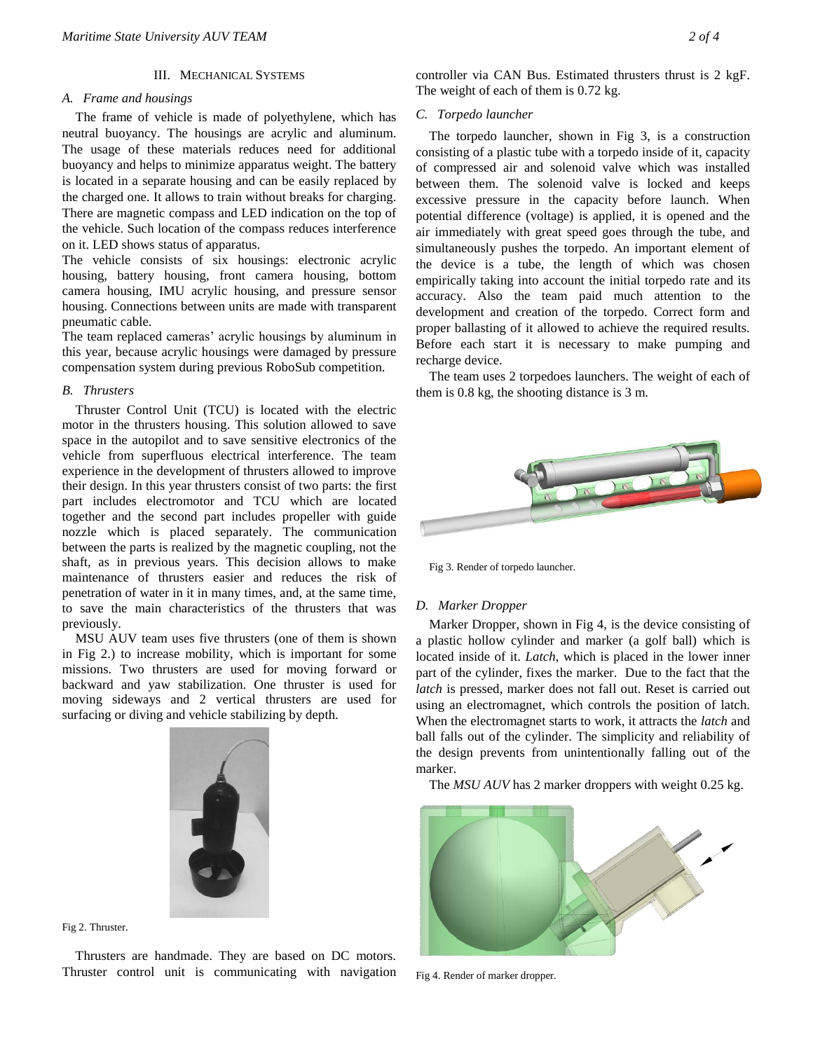## III. Mechanical Systems

### *A. Frame and housings*

The frame of vehicle is made of polyethylene, which has neutral buoyancy. The housings are acrylic and aluminum. The usage of these materials reduces need for additional buoyancy and helps to minimize apparatus weight. The battery is located in a separate housing and can be easily replaced by the charged one. It allows to train without breaks for charging. There are magnetic compass and LED indication on the top of the vehicle. Such location of the compass reduces interference on it. LED shows status of apparatus.

The vehicle consists of six housings: electronic acrylic housing, battery housing, front camera housing, bottom camera housing, IMU acrylic housing, and pressure sensor housing. Connections between units are made with transparent pneumatic cable.

The team replaced cameras' acrylic housings by aluminum in this year, because acrylic housings were damaged by pressure compensation system during previous RoboSub competition.

### *B. Thrusters*

Thruster Control Unit (TCU) is located with the electric motor in the thrusters housing. This solution allowed to save space in the autopilot and to save sensitive electronics of the vehicle from superfluous electrical interference. The team experience in the development of thrusters allowed to improve their design. In this year thrusters consist of two parts: the first part includes electromotor and TCU which are located together and the second part includes propeller with guide nozzle which is placed separately. The communication between the parts is realized by the magnetic coupling, not the shaft, as in previous years. This decision allows to make maintenance of thrusters easier and reduces the risk of penetration of water in it in many times, and, at the same time, to save the main characteristics of the thrusters that was previously.

MSU AUV team uses five thrusters (one of them is shown in Fig 2.) to increase mobility, which is important for some missions. Two thrusters are used for moving forward or backward and yaw stabilization. One thruster is used for moving sideways and 2 vertical thrusters are used for surfacing or diving and vehicle stabilizing by depth.

Fig 2. Thruster.

Thrusters are handmade. They are based on DC motors. Thruster control unit is communicating with navigation controller via CAN Bus. Estimated thrusters thrust is 2 kgF. The weight of each of them is 0.72 kg.

### *C. Torpedo launcher*

The torpedo launcher, shown in Fig 3, is a construction consisting of a plastic tube with a torpedo inside of it, capacity of compressed air and solenoid valve which was installed between them. The solenoid valve is locked and keeps excessive pressure in the capacity before launch. When potential difference (voltage) is applied, it is opened and the air immediately with great speed goes through the tube, and simultaneously pushes the torpedo. An important element of the device is a tube, the length of which was chosen empirically taking into account the initial torpedo rate and its accuracy. Also the team paid much attention to the development and creation of the torpedo. Correct form and proper ballasting of it allowed to achieve the required results. Before each start it is necessary to make pumping and recharge device.

The team uses 2 torpedoes launchers. The weight of each of them is 0.8 kg, the shooting distance is 3 m.

Fig 3. Render of torpedo launcher.

### *D. Marker Dropper*

Marker Dropper, shown in Fig 4, is the device consisting of a plastic hollow cylinder and marker (a golf ball) which is located inside of it. *Latch*, which is placed in the lower inner part of the cylinder, fixes the marker. Due to the fact that the *latch* is pressed, marker does not fall out. Reset is carried out using an electromagnet, which controls the position of latch. When the electromagnet starts to work, it attracts the *latch* and ball falls out of the cylinder. The simplicity and reliability of the design prevents from unintentionally falling out of the marker.

The *MSU AUV* has 2 marker droppers with weight 0.25 kg.

Fig 4. Render of marker dropper.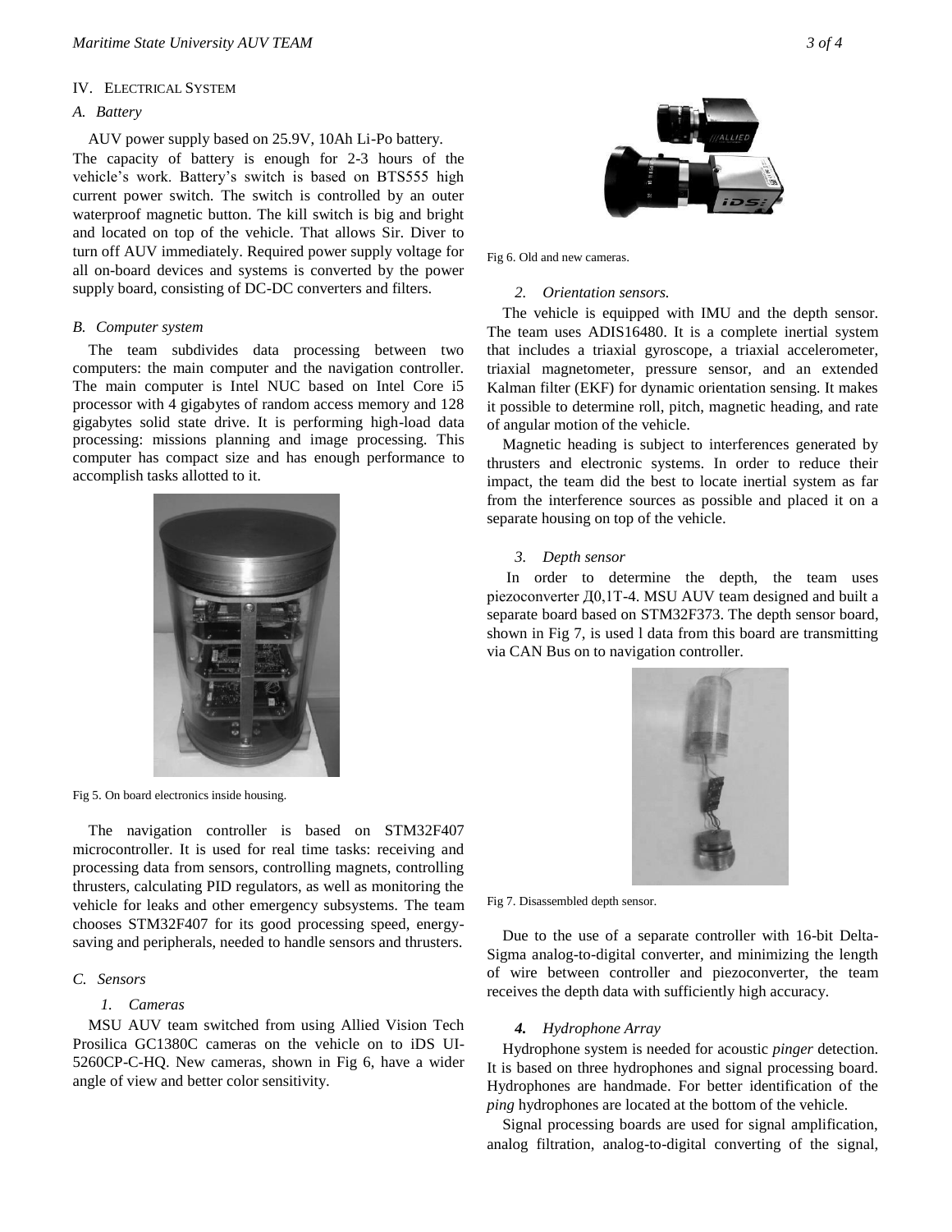## IV. Electrical System

### A. Battery

AUV power supply based on 25.9V, 10Ah Li-Po battery. The capacity of battery is enough for 2-3 hours of the vehicle's work. Battery's switch is based on BTS555 high current power switch. The switch is controlled by an outer waterproof magnetic button. The kill switch is big and bright and located on top of the vehicle. That allows Sir. Diver to turn off AUV immediately. Required power supply voltage for all on-board devices and systems is converted by the power supply board, consisting of DC-DC converters and filters.

### B. Computer system

The team subdivides data processing between two computers: the main computer and the navigation controller. The main computer is Intel NUC based on Intel Core i5 processor with 4 gigabytes of random access memory and 128 gigabytes solid state drive. It is performing high-load data processing: missions planning and image processing. This computer has compact size and has enough performance to accomplish tasks allotted to it.

Fig 5. On board electronics inside housing.

The navigation controller is based on STM32F407 microcontroller. It is used for real time tasks: receiving and processing data from sensors, controlling magnets, controlling thrusters, calculating PID regulators, as well as monitoring the vehicle for leaks and other emergency subsystems. The team chooses STM32F407 for its good processing speed, energy-saving and peripherals, needed to handle sensors and thrusters.

### C. Sensors

#### 1. Cameras

MSU AUV team switched from using Allied Vision Tech Prosilica GC1380C cameras on the vehicle on to iDS UI-5260CP-C-HQ. New cameras, shown in Fig 6, have a wider angle of view and better color sensitivity.

Fig 6. Old and new cameras.

#### 2. Orientation sensors.

The vehicle is equipped with IMU and the depth sensor. The team uses ADIS16480. It is a complete inertial system that includes a triaxial gyroscope, a triaxial accelerometer, triaxial magnetometer, pressure sensor, and an extended Kalman filter (EKF) for dynamic orientation sensing. It makes it possible to determine roll, pitch, magnetic heading, and rate of angular motion of the vehicle.

Magnetic heading is subject to interferences generated by thrusters and electronic systems. In order to reduce their impact, the team did the best to locate inertial system as far from the interference sources as possible and placed it on a separate housing on top of the vehicle.

#### 3. Depth sensor

In order to determine the depth, the team uses piezoconverter Д0,1Т-4. MSU AUV team designed and built a separate board based on STM32F373. The depth sensor board, shown in Fig 7, is used l data from this board are transmitting via CAN Bus on to navigation controller.

Fig 7. Disassembled depth sensor.

Due to the use of a separate controller with 16-bit Delta-Sigma analog-to-digital converter, and minimizing the length of wire between controller and piezoconverter, the team receives the depth data with sufficiently high accuracy.

#### 4. Hydrophone Array

Hydrophone system is needed for acoustic *pinger* detection. It is based on three hydrophones and signal processing board. Hydrophones are handmade. For better identification of the *ping* hydrophones are located at the bottom of the vehicle.

Signal processing boards are used for signal amplification, analog filtration, analog-to-digital converting of the signal,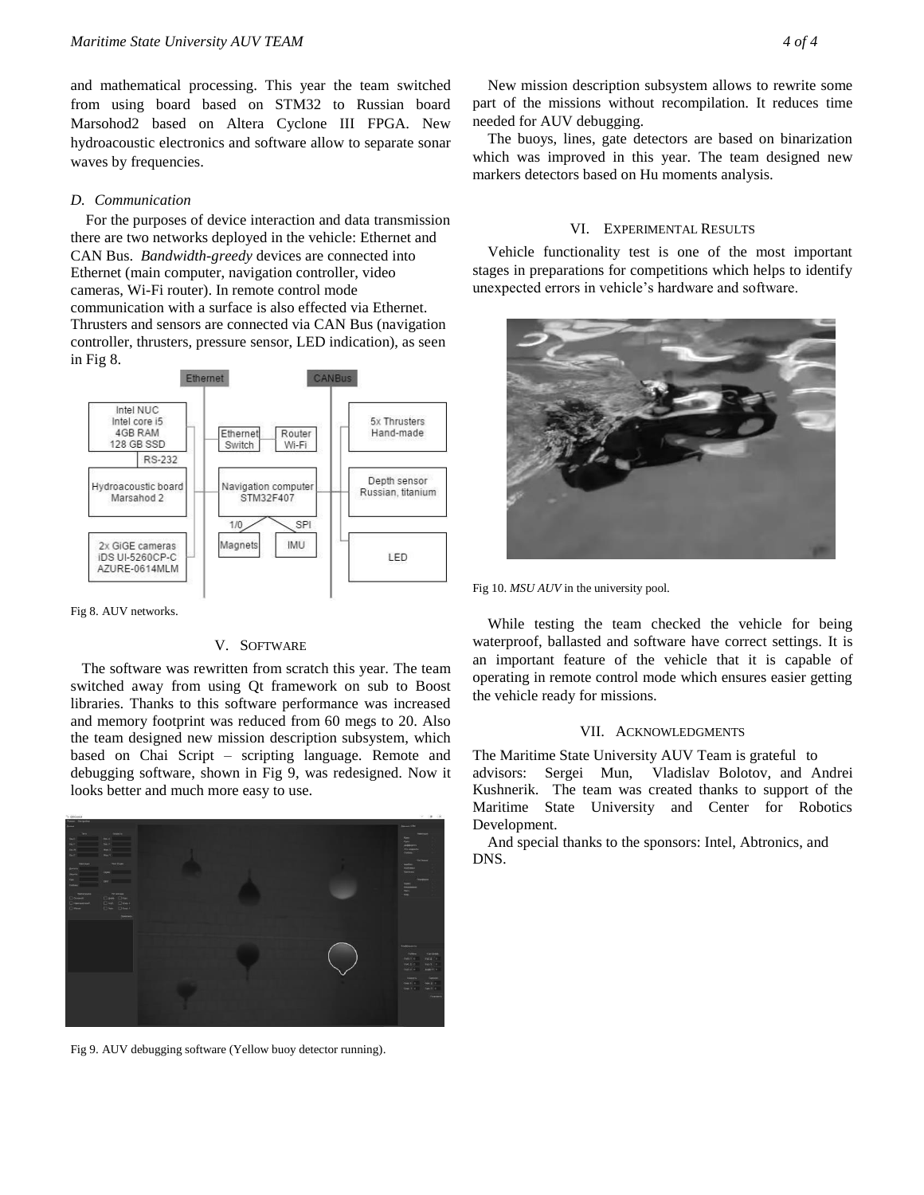and mathematical processing. This year the team switched from using board based on STM32 to Russian board Marsohod2 based on Altera Cyclone III FPGA. New hydroacoustic electronics and software allow to separate sonar waves by frequencies.

### *D. Communication*

For the purposes of device interaction and data transmission there are two networks deployed in the vehicle: Ethernet and CAN Bus. *Bandwidth-greedy* devices are connected into Ethernet (main computer, navigation controller, video cameras, Wi-Fi router). In remote control mode communication with a surface is also effected via Ethernet. Thrusters and sensors are connected via CAN Bus (navigation controller, thrusters, pressure sensor, LED indication), as seen in Fig 8.

Ethernet

CANBus

Intel NUC
Intel core i5
4GB RAM
128 GB SSD

RS-232

Hydroacoustic board
Marsahod 2

2x GiGE cameras
iDS UI-5260CP-C
AZURE-0614MLM

Ethernet
Switch

Router
Wi-Fi

Navigation computer
STM32F407

1/0

SPI

Magnets

IMU

5x Thrusters
Hand-made

Depth sensor
Russian, titanium

LED

Fig 8. AUV networks.

## V. SOFTWARE

The software was rewritten from scratch this year. The team switched away from using Qt framework on sub to Boost libraries. Thanks to this software performance was increased and memory footprint was reduced from 60 megs to 20. Also the team designed new mission description subsystem, which based on Chai Script – scripting language. Remote and debugging software, shown in Fig 9, was redesigned. Now it looks better and much more easy to use.

Fig 9. AUV debugging software (Yellow buoy detector running).

New mission description subsystem allows to rewrite some part of the missions without recompilation. It reduces time needed for AUV debugging.

The buoys, lines, gate detectors are based on binarization which was improved in this year. The team designed new markers detectors based on Hu moments analysis.

## VI. EXPERIMENTAL RESULTS

Vehicle functionality test is one of the most important stages in preparations for competitions which helps to identify unexpected errors in vehicle's hardware and software.

Fig 10. *MSU AUV* in the university pool.

While testing the team checked the vehicle for being waterproof, ballasted and software have correct settings. It is an important feature of the vehicle that it is capable of operating in remote control mode which ensures easier getting the vehicle ready for missions.

## VII. ACKNOWLEDGMENTS

The Maritime State University AUV Team is grateful to advisors: Sergei Mun, Vladislav Bolotov, and Andrei Kushnerik. The team was created thanks to support of the Maritime State University and Center for Robotics Development.

And special thanks to the sponsors: Intel, Abtronics, and DNS.